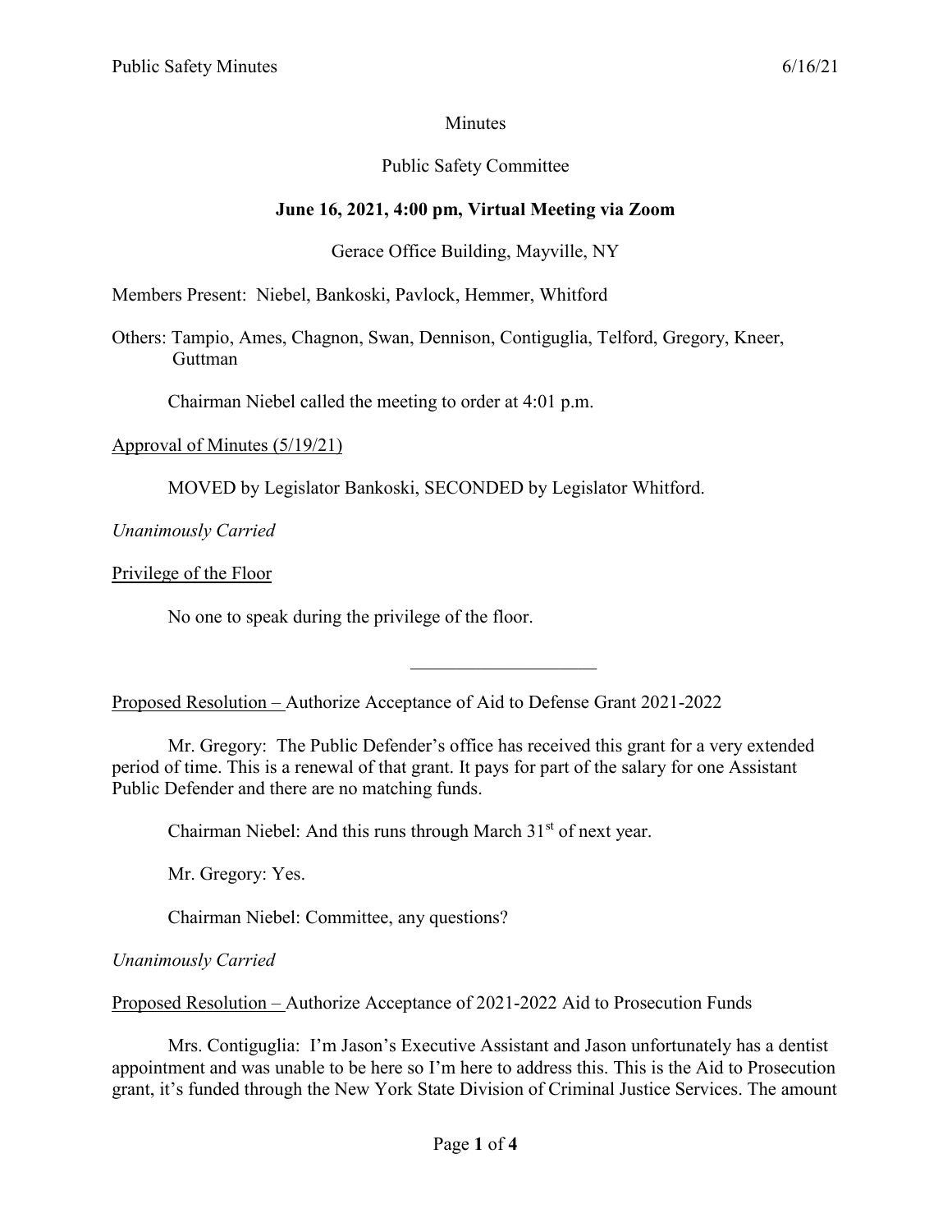Minutes

Public Safety Committee

**June 16, 2021, 4:00 pm, Virtual Meeting via Zoom**

Gerace Office Building, Mayville, NY

Members Present: Niebel, Bankoski, Pavlock, Hemmer, Whitford

Others: Tampio, Ames, Chagnon, Swan, Dennison, Contiguglia, Telford, Gregory, Kneer, Guttman

Chairman Niebel called the meeting to order at 4:01 p.m.

Approval of Minutes (5/19/21)

MOVED by Legislator Bankoski, SECONDED by Legislator Whitford.

*Unanimously Carried*

Privilege of the Floor

No one to speak during the privilege of the floor.

---

Proposed Resolution – Authorize Acceptance of Aid to Defense Grant 2021-2022

Mr. Gregory: The Public Defender's office has received this grant for a very extended period of time. This is a renewal of that grant. It pays for part of the salary for one Assistant Public Defender and there are no matching funds.

Chairman Niebel: And this runs through March 31st of next year.

Mr. Gregory: Yes.

Chairman Niebel: Committee, any questions?

*Unanimously Carried*

Proposed Resolution – Authorize Acceptance of 2021-2022 Aid to Prosecution Funds

Mrs. Contiguglia: I'm Jason's Executive Assistant and Jason unfortunately has a dentist appointment and was unable to be here so I'm here to address this. This is the Aid to Prosecution grant, it's funded through the New York State Division of Criminal Justice Services. The amount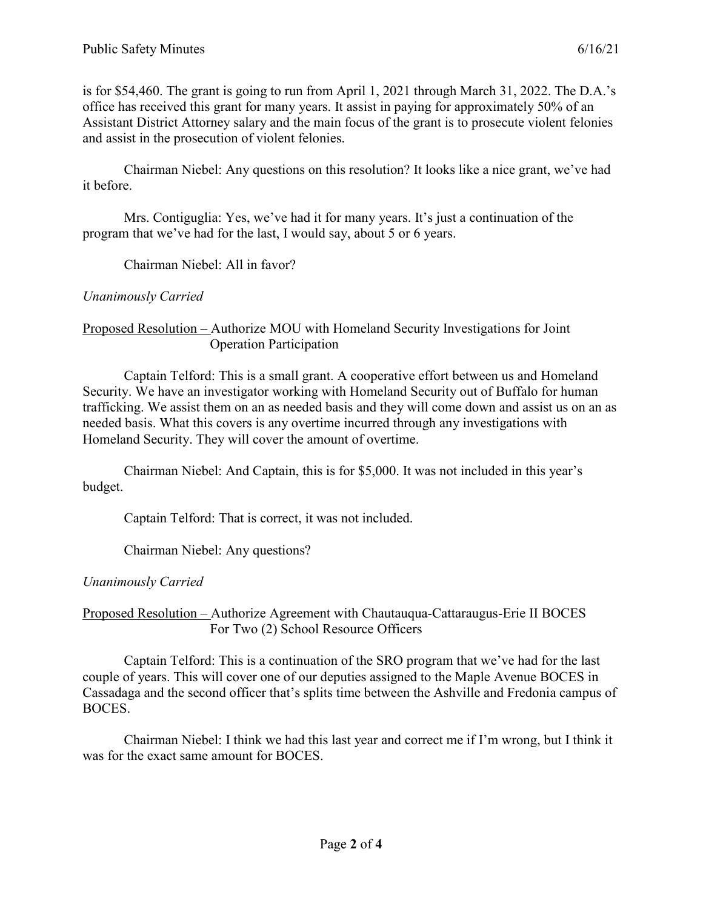is for $54,460. The grant is going to run from April 1, 2021 through March 31, 2022. The D.A.'s office has received this grant for many years. It assist in paying for approximately 50% of an Assistant District Attorney salary and the main focus of the grant is to prosecute violent felonies and assist in the prosecution of violent felonies.

Chairman Niebel: Any questions on this resolution? It looks like a nice grant, we've had it before.

Mrs. Contiguglia: Yes, we've had it for many years. It's just a continuation of the program that we've had for the last, I would say, about 5 or 6 years.

Chairman Niebel: All in favor?

*Unanimously Carried*

<u>Proposed Resolution –</u> Authorize MOU with Homeland Security Investigations for Joint Operation Participation

Captain Telford: This is a small grant. A cooperative effort between us and Homeland Security. We have an investigator working with Homeland Security out of Buffalo for human trafficking. We assist them on an as needed basis and they will come down and assist us on an as needed basis. What this covers is any overtime incurred through any investigations with Homeland Security. They will cover the amount of overtime.

Chairman Niebel: And Captain, this is for $5,000. It was not included in this year's budget.

Captain Telford: That is correct, it was not included.

Chairman Niebel: Any questions?

*Unanimously Carried*

<u>Proposed Resolution –</u> Authorize Agreement with Chautauqua-Cattaraugus-Erie II BOCES For Two (2) School Resource Officers

Captain Telford: This is a continuation of the SRO program that we've had for the last couple of years. This will cover one of our deputies assigned to the Maple Avenue BOCES in Cassadaga and the second officer that's splits time between the Ashville and Fredonia campus of BOCES.

Chairman Niebel: I think we had this last year and correct me if I'm wrong, but I think it was for the exact same amount for BOCES.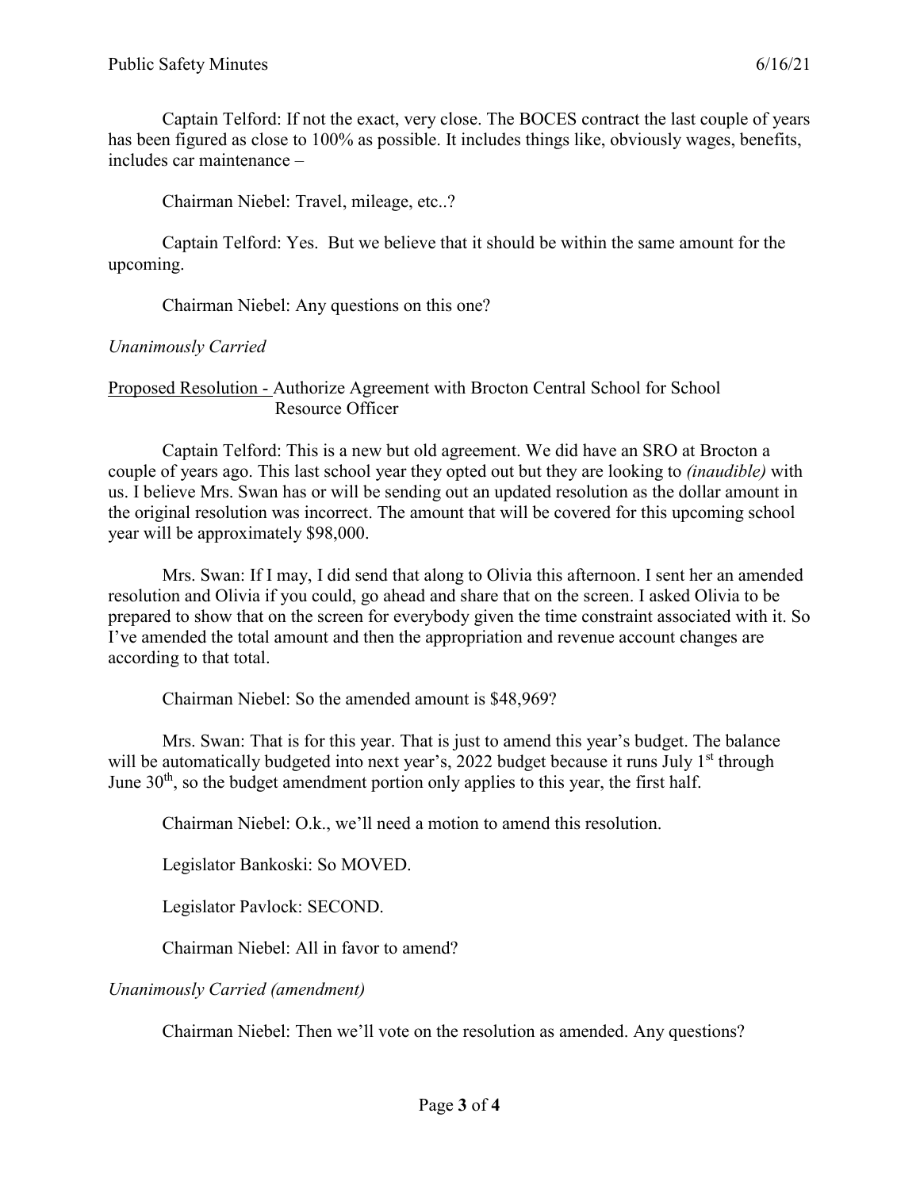Captain Telford: If not the exact, very close. The BOCES contract the last couple of years has been figured as close to 100% as possible. It includes things like, obviously wages, benefits, includes car maintenance –

Chairman Niebel: Travel, mileage, etc..?

Captain Telford: Yes. But we believe that it should be within the same amount for the upcoming.

Chairman Niebel: Any questions on this one?

*Unanimously Carried*

Proposed Resolution - Authorize Agreement with Brocton Central School for School Resource Officer

Captain Telford: This is a new but old agreement. We did have an SRO at Brocton a couple of years ago. This last school year they opted out but they are looking to *(inaudible)* with us. I believe Mrs. Swan has or will be sending out an updated resolution as the dollar amount in the original resolution was incorrect. The amount that will be covered for this upcoming school year will be approximately $98,000.

Mrs. Swan: If I may, I did send that along to Olivia this afternoon. I sent her an amended resolution and Olivia if you could, go ahead and share that on the screen. I asked Olivia to be prepared to show that on the screen for everybody given the time constraint associated with it. So I've amended the total amount and then the appropriation and revenue account changes are according to that total.

Chairman Niebel: So the amended amount is $48,969?

Mrs. Swan: That is for this year. That is just to amend this year's budget. The balance will be automatically budgeted into next year's, 2022 budget because it runs July 1st through June 30th, so the budget amendment portion only applies to this year, the first half.

Chairman Niebel: O.k., we'll need a motion to amend this resolution.

Legislator Bankoski: So MOVED.

Legislator Pavlock: SECOND.

Chairman Niebel: All in favor to amend?

*Unanimously Carried (amendment)*

Chairman Niebel: Then we'll vote on the resolution as amended. Any questions?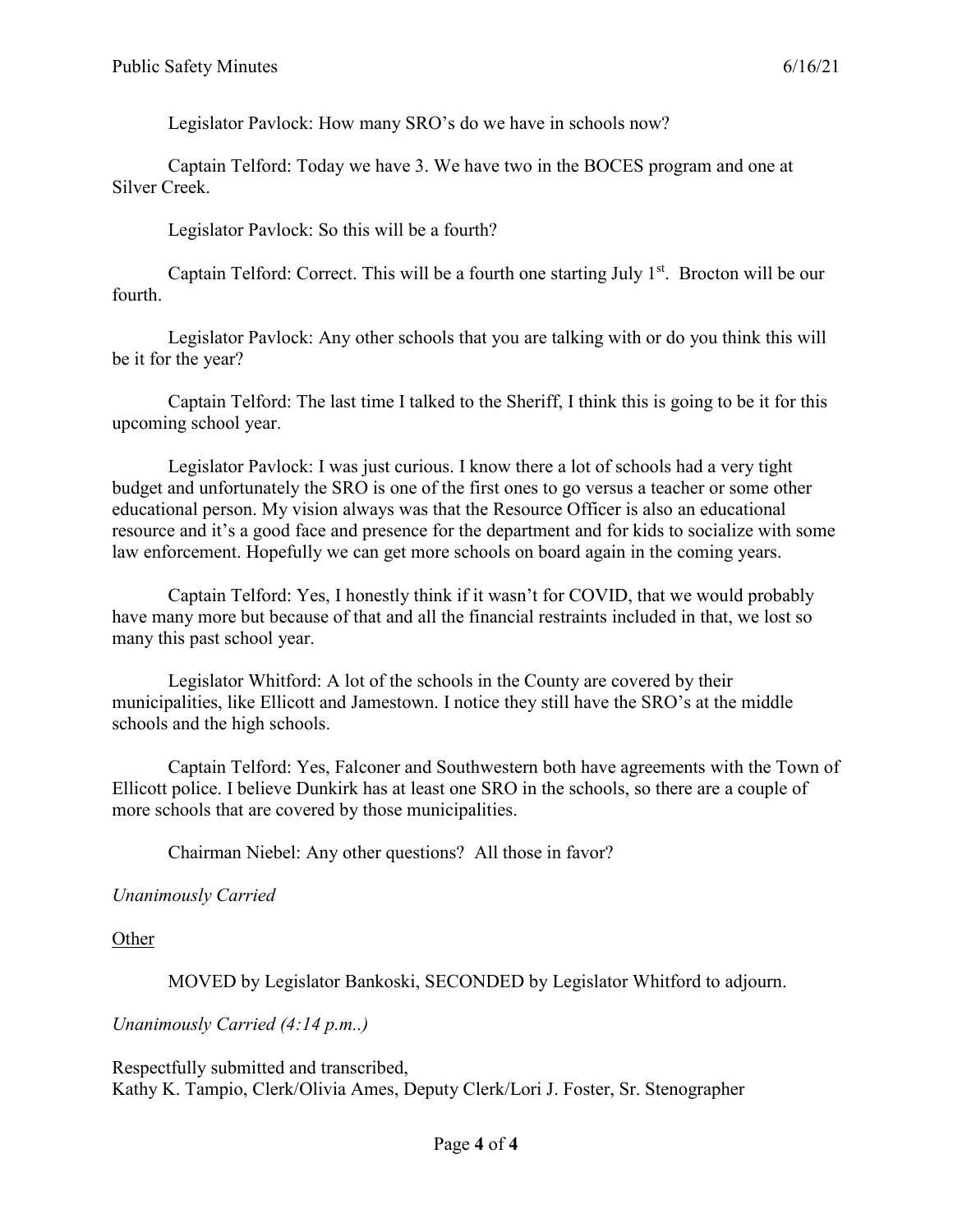Legislator Pavlock: How many SRO's do we have in schools now?

Captain Telford: Today we have 3. We have two in the BOCES program and one at Silver Creek.

Legislator Pavlock: So this will be a fourth?

Captain Telford: Correct. This will be a fourth one starting July 1st. Brocton will be our fourth.

Legislator Pavlock: Any other schools that you are talking with or do you think this will be it for the year?

Captain Telford: The last time I talked to the Sheriff, I think this is going to be it for this upcoming school year.

Legislator Pavlock: I was just curious. I know there a lot of schools had a very tight budget and unfortunately the SRO is one of the first ones to go versus a teacher or some other educational person. My vision always was that the Resource Officer is also an educational resource and it's a good face and presence for the department and for kids to socialize with some law enforcement. Hopefully we can get more schools on board again in the coming years.

Captain Telford: Yes, I honestly think if it wasn't for COVID, that we would probably have many more but because of that and all the financial restraints included in that, we lost so many this past school year.

Legislator Whitford: A lot of the schools in the County are covered by their municipalities, like Ellicott and Jamestown. I notice they still have the SRO's at the middle schools and the high schools.

Captain Telford: Yes, Falconer and Southwestern both have agreements with the Town of Ellicott police. I believe Dunkirk has at least one SRO in the schools, so there are a couple of more schools that are covered by those municipalities.

Chairman Niebel: Any other questions? All those in favor?

*Unanimously Carried*

Other

MOVED by Legislator Bankoski, SECONDED by Legislator Whitford to adjourn.

*Unanimously Carried (4:14 p.m..)*

Respectfully submitted and transcribed,
Kathy K. Tampio, Clerk/Olivia Ames, Deputy Clerk/Lori J. Foster, Sr. Stenographer